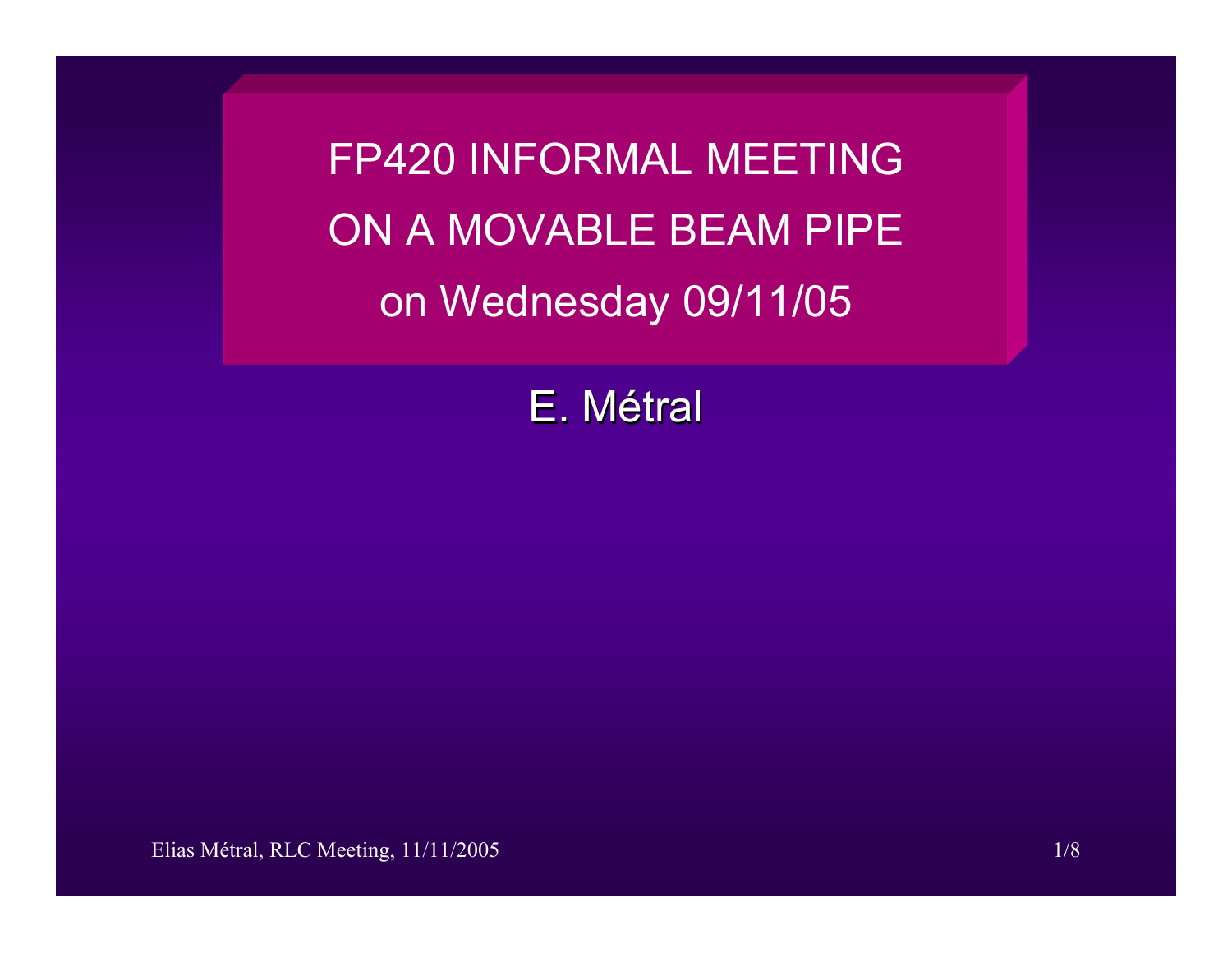# FP420 INFORMAL MEETING ON A MOVABLE BEAM PIPE on Wednesday 09/11/05

E. Métral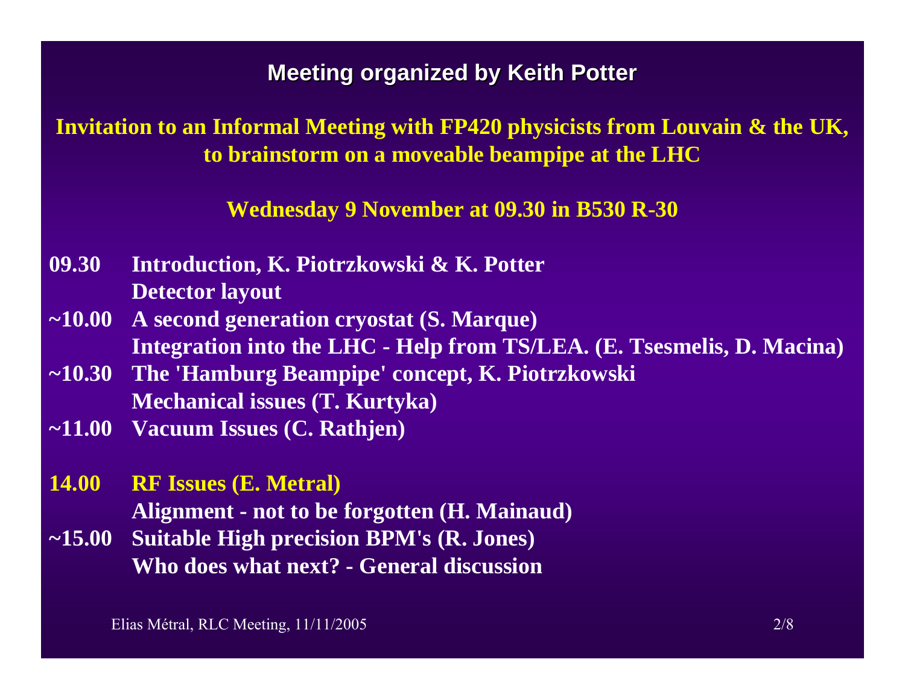## Meeting organized by Keith Potter

**Invitation to an Informal Meeting with FP420 physicists from Louvain & the UK, to brainstorm on a moveable beampipe at the LHC**

**Wednesday 9 November at 09.30 in B530 R-30**

| | |
|---|---|
| **09.30** | **Introduction, K. Piotrzkowski & K. Potter** |
| | **Detector layout** |
| **~10.00** | **A second generation cryostat (S. Marque)** |
| | **Integration into the LHC - Help from TS/LEA. (E. Tsesmelis, D. Macina)** |
| **~10.30** | **The 'Hamburg Beampipe' concept, K. Piotrzkowski** |
| | **Mechanical issues (T. Kurtyka)** |
| **~11.00** | **Vacuum Issues (C. Rathjen)** |
| | |
| **14.00** | **RF Issues (E. Metral)** |
| | **Alignment - not to be forgotten (H. Mainaud)** |
| **~15.00** | **Suitable High precision BPM's (R. Jones)** |
| | **Who does what next? - General discussion** |

Elias Métral, RLC Meeting, 11/11/2005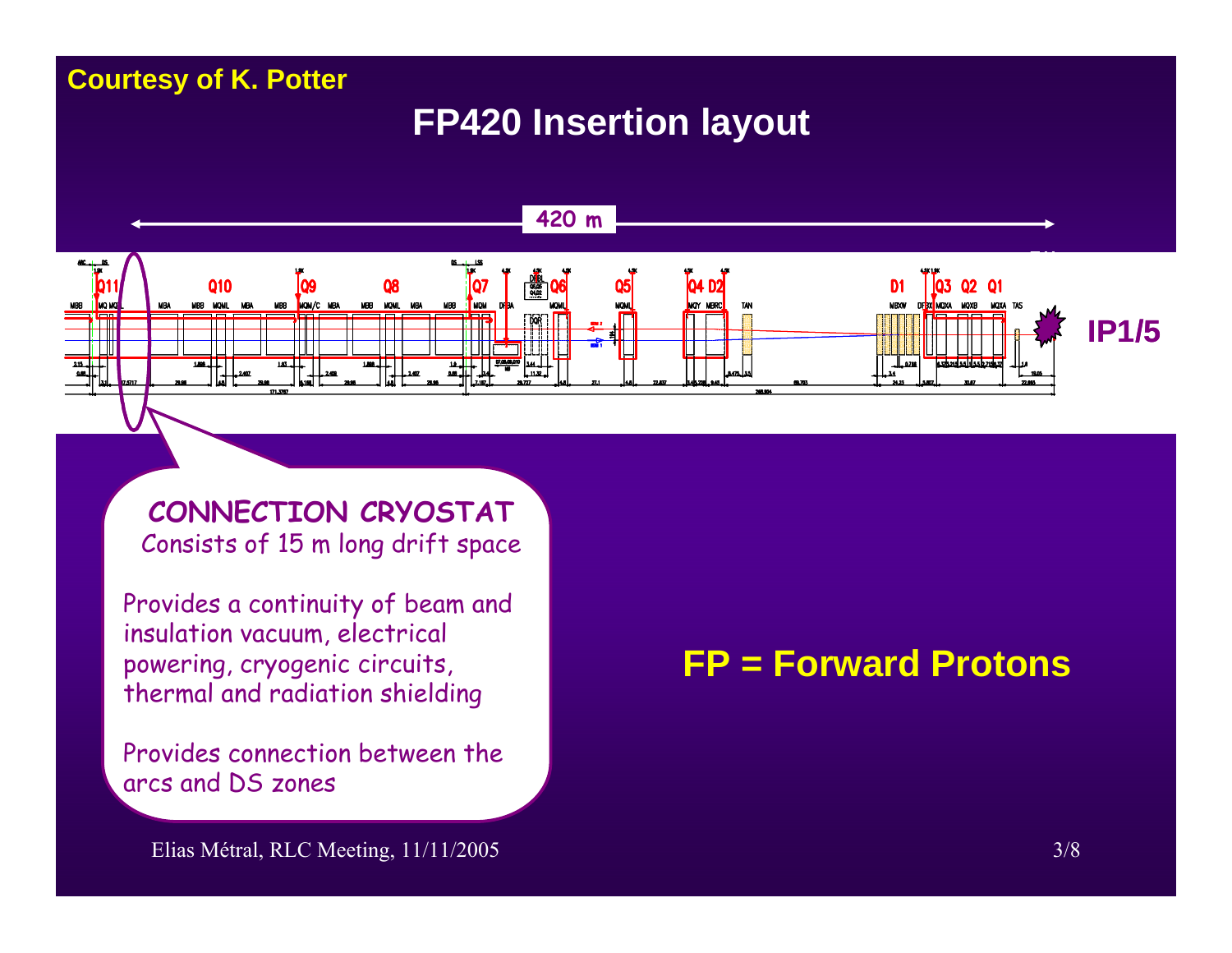Courtesy of K. Potter

# FP420 Insertion layout

420 m

Q11 Q10 Q9 Q8 Q7 Q6 Q5 Q4 D2 D1 Q3 Q2 Q1

IP1/5

**CONNECTION CRYOSTAT**

Consists of 15 m long drift space

Provides a continuity of beam and insulation vacuum, electrical powering, cryogenic circuits, thermal and radiation shielding

Provides connection between the arcs and DS zones

**FP = Forward Protons**

Elias Métral, RLC Meeting, 11/11/2005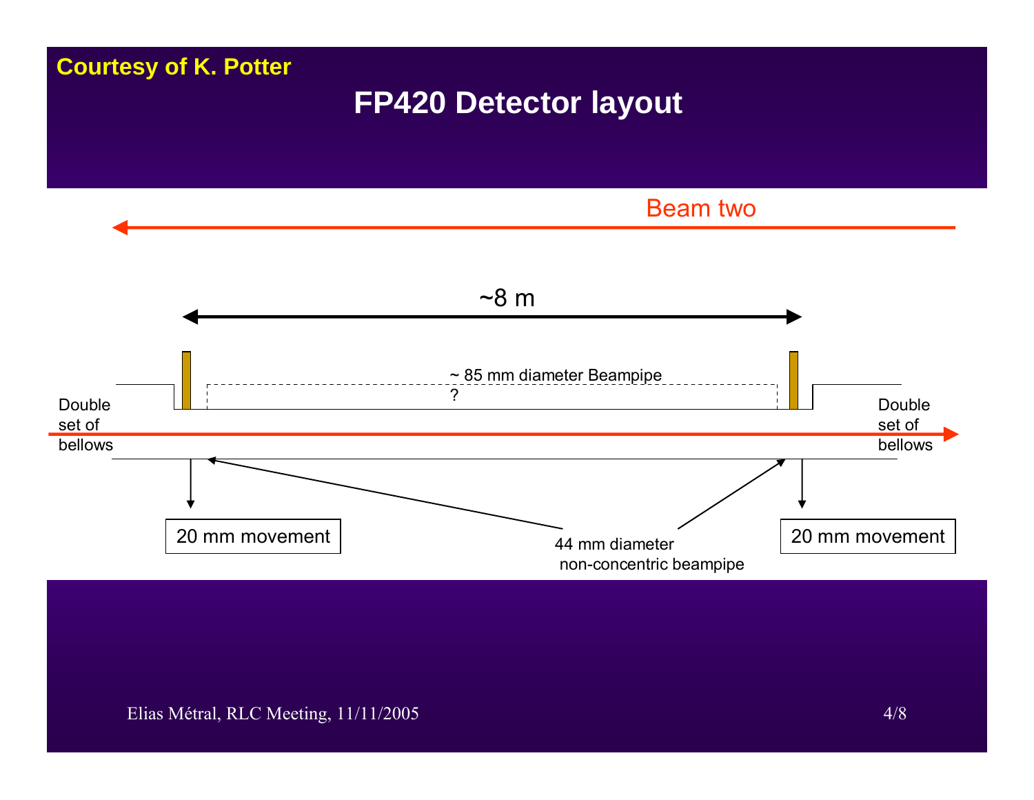Courtesy of K. Potter

# FP420 Detector layout

Beam two

~8 m

~ 85 mm diameter Beampipe

?

Double set of bellows

Double set of bellows

20 mm movement

44 mm diameter non-concentric beampipe

20 mm movement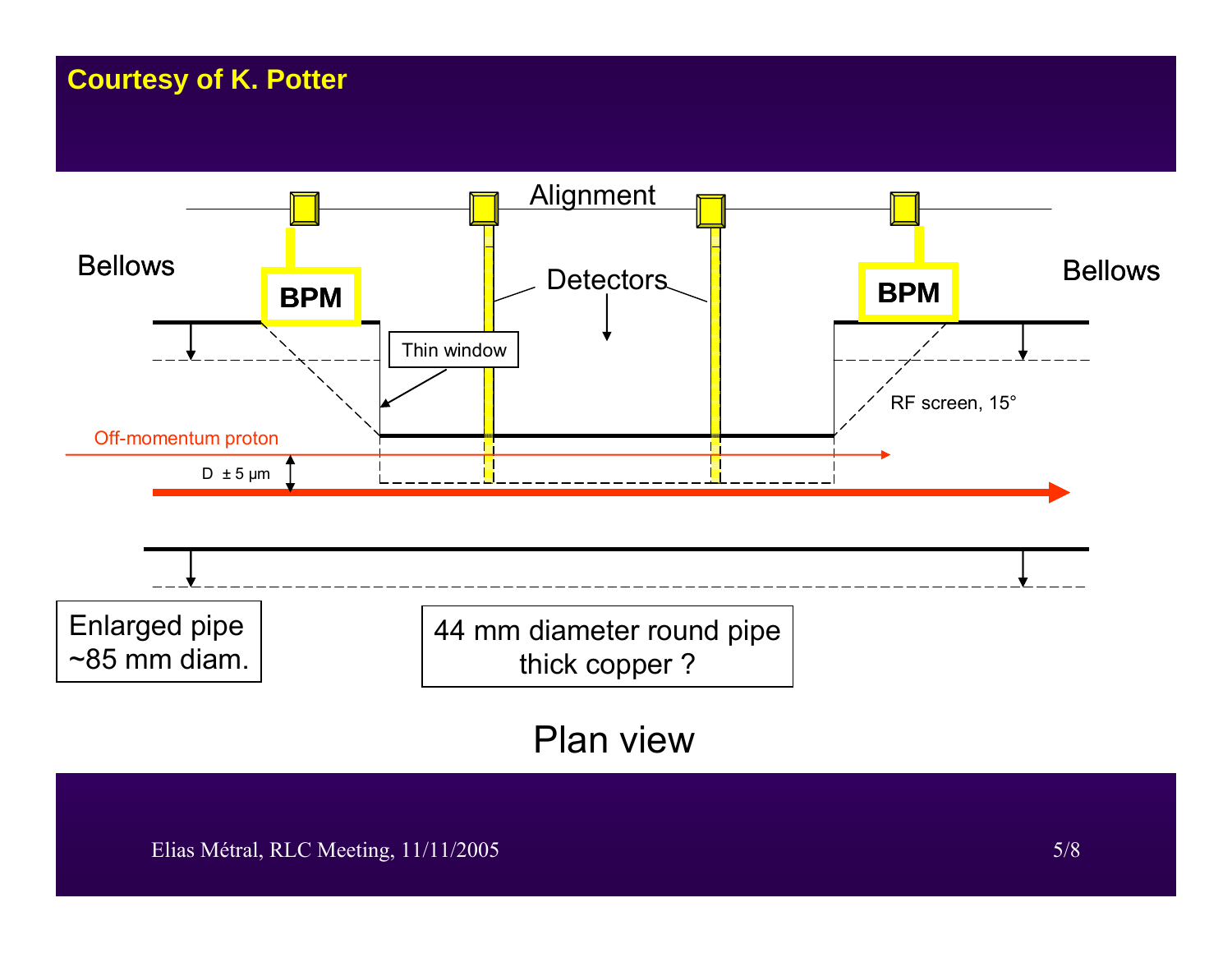**Courtesy of K. Potter**

Alignment

Bellows

BPM

Detectors

BPM

Bellows

Thin window

RF screen, 15°

Off-momentum proton

D ± 5 μm

Enlarged pipe
~85 mm diam.

44 mm diameter round pipe
thick copper ?

Plan view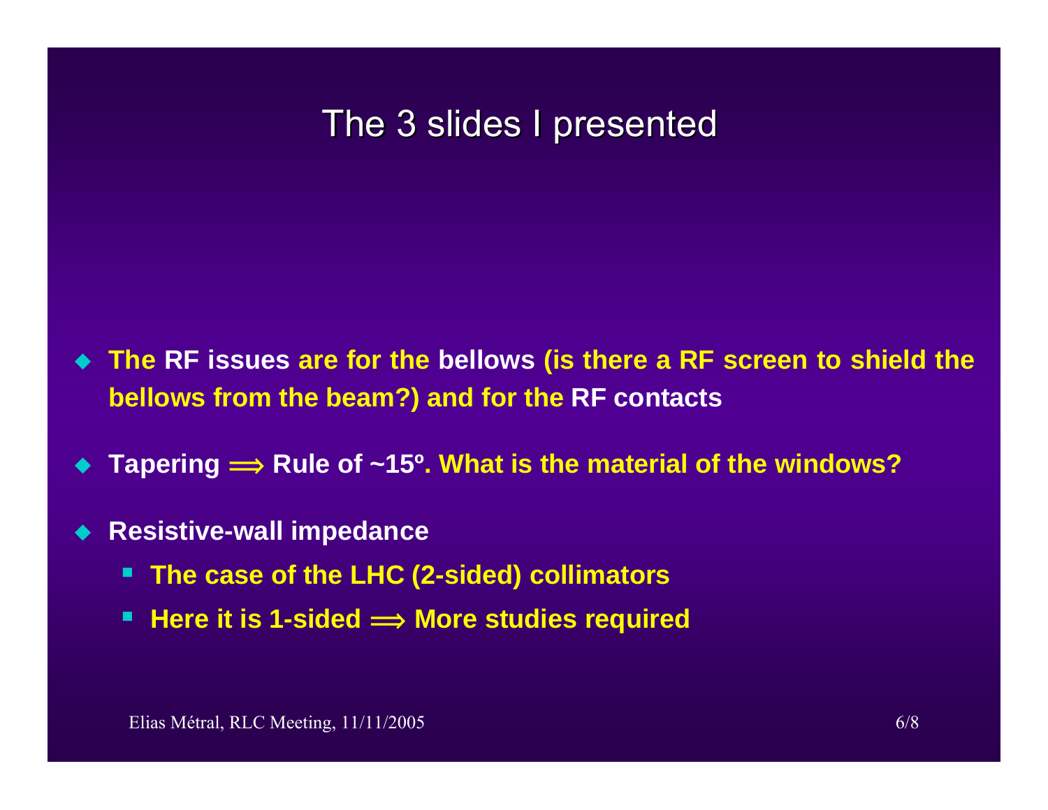# The 3 slides I presented

- **The RF issues are for the bellows (is there a RF screen to shield the bellows from the beam?) and for the RF contacts**
- **Tapering ⟹ Rule of ~15º. What is the material of the windows?**
- **Resistive-wall impedance**
  - **The case of the LHC (2-sided) collimators**
  - **Here it is 1-sided ⟹ More studies required**

Elias Métral, RLC Meeting, 11/11/2005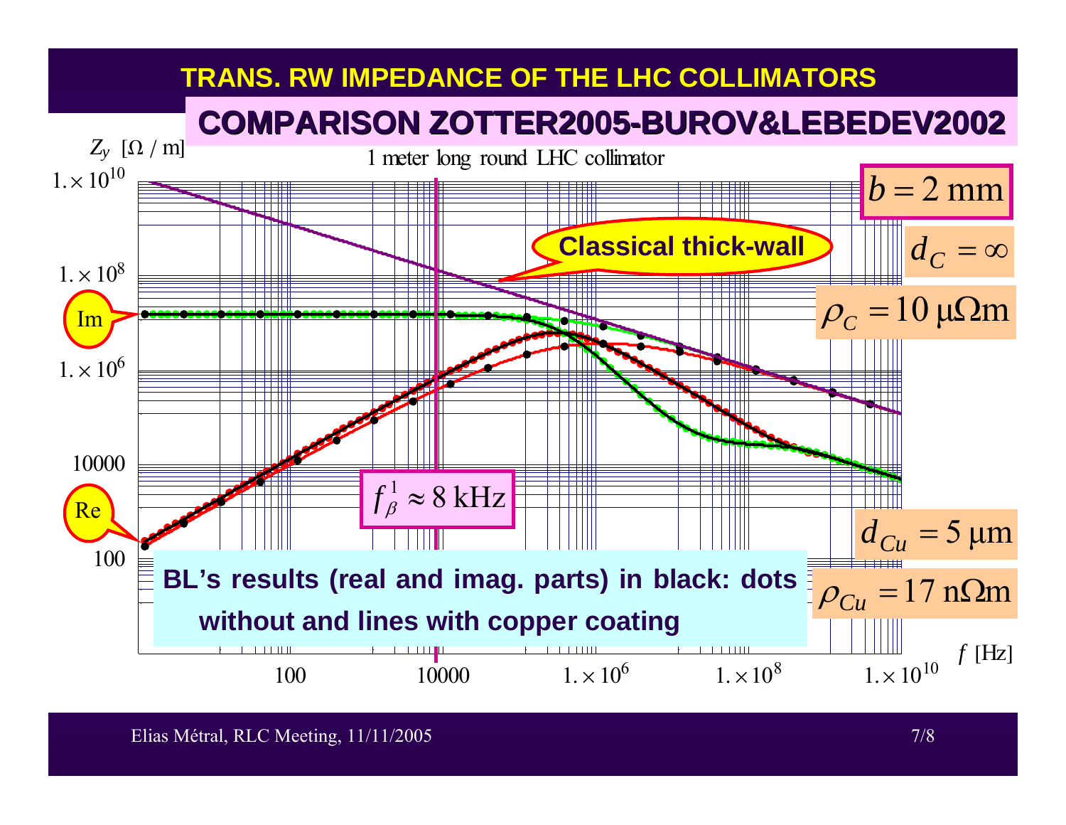# TRANS. RW IMPEDANCE OF THE LHC COLLIMATORS

## COMPARISON ZOTTER2005-BUROV&LEBEDEV2002

$Z_y$ [Ω / m]

1 meter long round LHC collimator

$b = 2$ mm

$d_C = \infty$

$\rho_C = 10\ \mu\Omega\text{m}$

**Classical thick-wall**

Im

Re

$f_\beta^1 \approx 8$ kHz

$d_{Cu} = 5\ \mu\text{m}$

$\rho_{Cu} = 17\ \text{n}\Omega\text{m}$

$f$ [Hz]

**BL's results (real and imag. parts) in black: dots without and lines with copper coating**

Elias Métral, RLC Meeting, 11/11/2005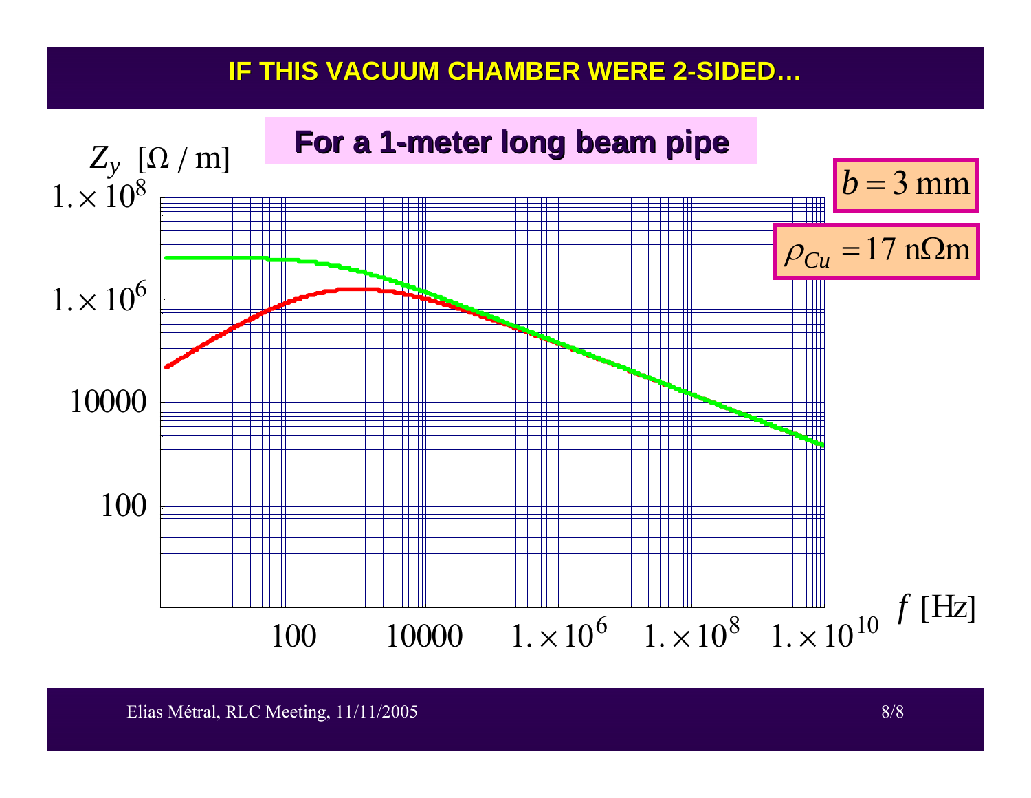# IF THIS VACUUM CHAMBER WERE 2-SIDED…

**For a 1-meter long beam pipe**

$Z_y \ [\Omega / \mathrm{m}]$

$1. \times 10^8$

$1. \times 10^6$

10000

100

100 10000 $1. \times 10^6$ $1. \times 10^8$ $1. \times 10^{10}$ $f$ [Hz]

$b = 3 \text{ mm}$

$\rho_{Cu} = 17 \text{ n}\Omega\text{m}$